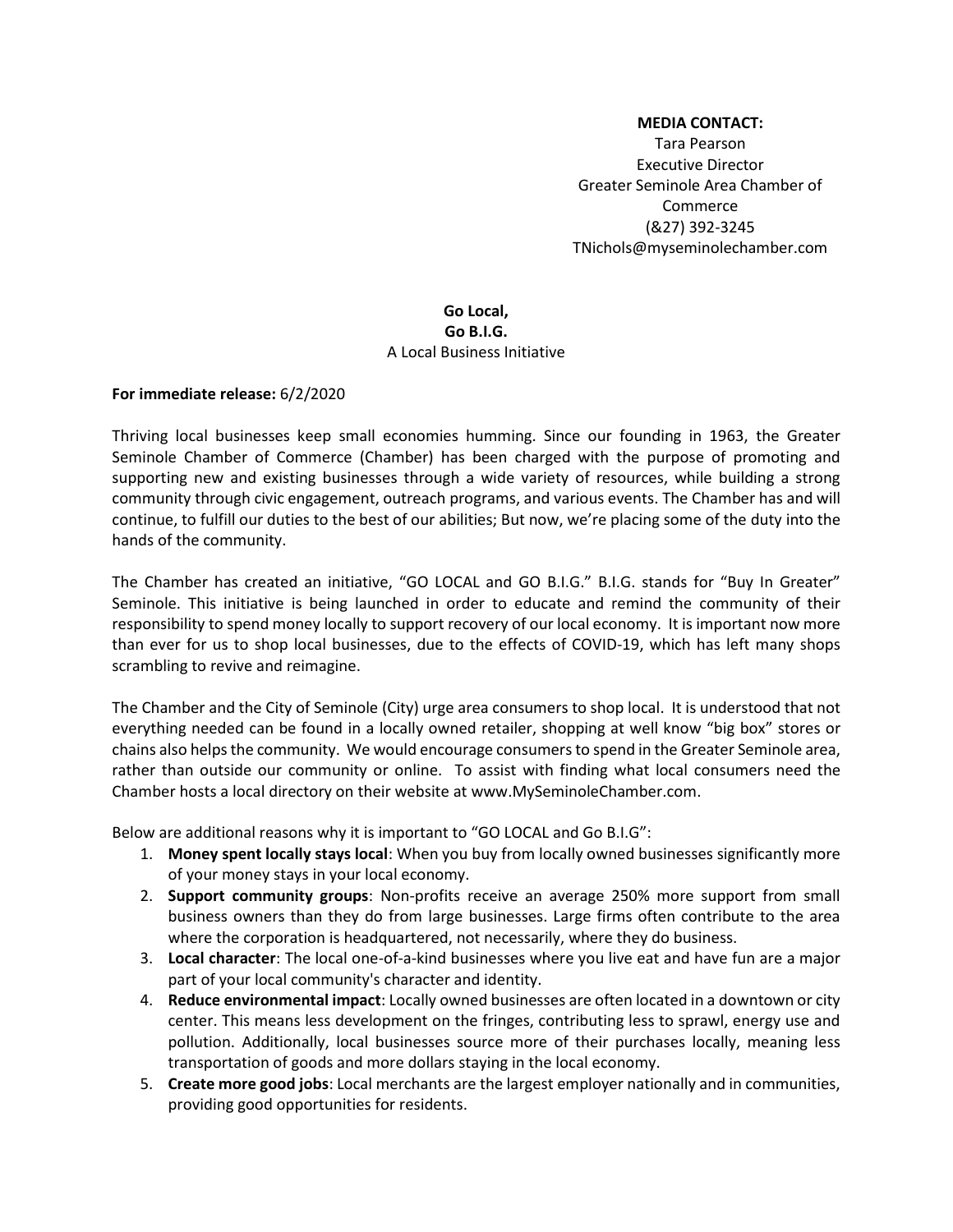**MEDIA CONTACT:**
Tara Pearson
Executive Director
Greater Seminole Area Chamber of Commerce
(&27) 392-3245
TNichols@myseminolechamber.com

**Go Local,**
**Go B.I.G.**
A Local Business Initiative

**For immediate release:** 6/2/2020

Thriving local businesses keep small economies humming. Since our founding in 1963, the Greater Seminole Chamber of Commerce (Chamber) has been charged with the purpose of promoting and supporting new and existing businesses through a wide variety of resources, while building a strong community through civic engagement, outreach programs, and various events. The Chamber has and will continue, to fulfill our duties to the best of our abilities; But now, we're placing some of the duty into the hands of the community.

The Chamber has created an initiative, "GO LOCAL and GO B.I.G." B.I.G. stands for "Buy In Greater" Seminole. This initiative is being launched in order to educate and remind the community of their responsibility to spend money locally to support recovery of our local economy. It is important now more than ever for us to shop local businesses, due to the effects of COVID-19, which has left many shops scrambling to revive and reimagine.

The Chamber and the City of Seminole (City) urge area consumers to shop local. It is understood that not everything needed can be found in a locally owned retailer, shopping at well know "big box" stores or chains also helps the community. We would encourage consumers to spend in the Greater Seminole area, rather than outside our community or online. To assist with finding what local consumers need the Chamber hosts a local directory on their website at www.MySeminoleChamber.com.

Below are additional reasons why it is important to "GO LOCAL and Go B.I.G":

1. **Money spent locally stays local**: When you buy from locally owned businesses significantly more of your money stays in your local economy.
2. **Support community groups**: Non-profits receive an average 250% more support from small business owners than they do from large businesses. Large firms often contribute to the area where the corporation is headquartered, not necessarily, where they do business.
3. **Local character**: The local one-of-a-kind businesses where you live eat and have fun are a major part of your local community's character and identity.
4. **Reduce environmental impact**: Locally owned businesses are often located in a downtown or city center. This means less development on the fringes, contributing less to sprawl, energy use and pollution. Additionally, local businesses source more of their purchases locally, meaning less transportation of goods and more dollars staying in the local economy.
5. **Create more good jobs**: Local merchants are the largest employer nationally and in communities, providing good opportunities for residents.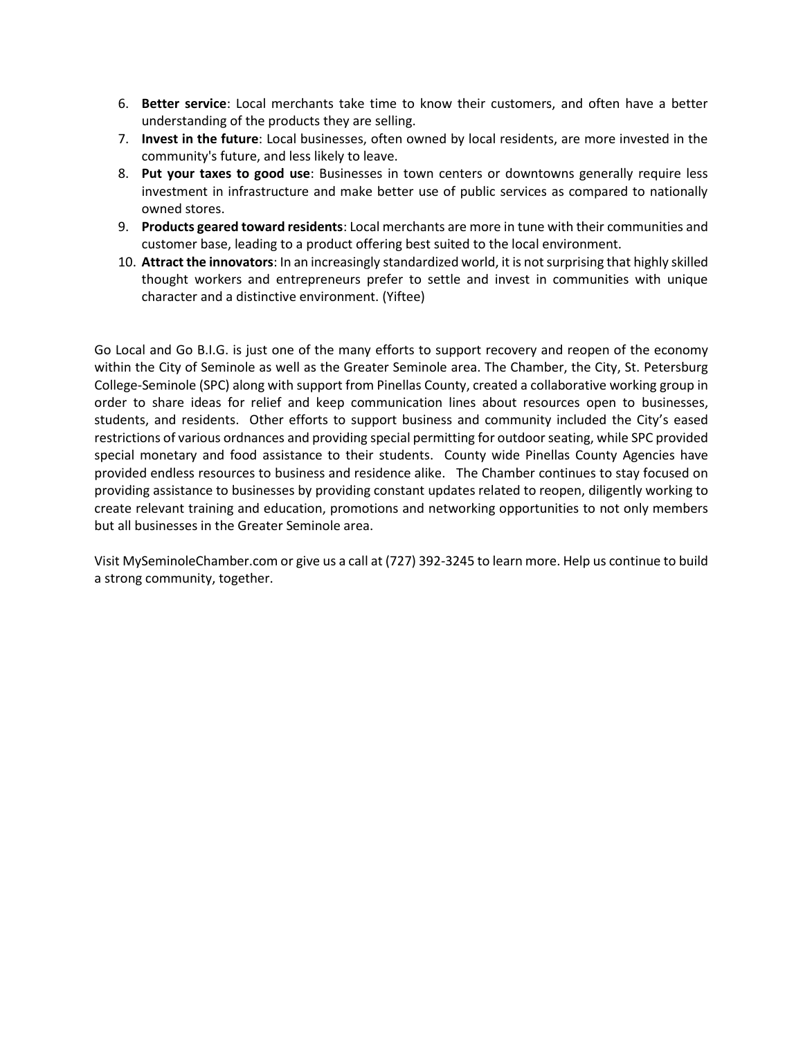6. **Better service**: Local merchants take time to know their customers, and often have a better understanding of the products they are selling.
7. **Invest in the future**: Local businesses, often owned by local residents, are more invested in the community's future, and less likely to leave.
8. **Put your taxes to good use**: Businesses in town centers or downtowns generally require less investment in infrastructure and make better use of public services as compared to nationally owned stores.
9. **Products geared toward residents**: Local merchants are more in tune with their communities and customer base, leading to a product offering best suited to the local environment.
10. **Attract the innovators**: In an increasingly standardized world, it is not surprising that highly skilled thought workers and entrepreneurs prefer to settle and invest in communities with unique character and a distinctive environment. (Yiftee)

Go Local and Go B.I.G. is just one of the many efforts to support recovery and reopen of the economy within the City of Seminole as well as the Greater Seminole area. The Chamber, the City, St. Petersburg College-Seminole (SPC) along with support from Pinellas County, created a collaborative working group in order to share ideas for relief and keep communication lines about resources open to businesses, students, and residents. Other efforts to support business and community included the City's eased restrictions of various ordnances and providing special permitting for outdoor seating, while SPC provided special monetary and food assistance to their students. County wide Pinellas County Agencies have provided endless resources to business and residence alike. The Chamber continues to stay focused on providing assistance to businesses by providing constant updates related to reopen, diligently working to create relevant training and education, promotions and networking opportunities to not only members but all businesses in the Greater Seminole area.

Visit MySeminoleChamber.com or give us a call at (727) 392-3245 to learn more. Help us continue to build a strong community, together.